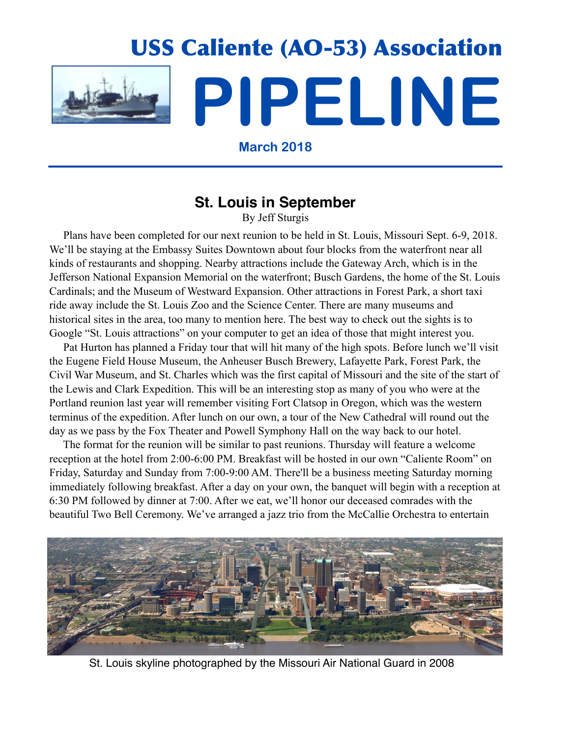# USS Caliente (AO-53) Association

# PIPELINE

**March 2018**

## St. Louis in September

By Jeff Sturgis

Plans have been completed for our next reunion to be held in St. Louis, Missouri Sept. 6-9, 2018. We'll be staying at the Embassy Suites Downtown about four blocks from the waterfront near all kinds of restaurants and shopping. Nearby attractions include the Gateway Arch, which is in the Jefferson National Expansion Memorial on the waterfront; Busch Gardens, the home of the St. Louis Cardinals; and the Museum of Westward Expansion. Other attractions in Forest Park, a short taxi ride away include the St. Louis Zoo and the Science Center. There are many museums and historical sites in the area, too many to mention here. The best way to check out the sights is to Google "St. Louis attractions" on your computer to get an idea of those that might interest you.

Pat Hurton has planned a Friday tour that will hit many of the high spots. Before lunch we'll visit the Eugene Field House Museum, the Anheuser Busch Brewery, Lafayette Park, Forest Park, the Civil War Museum, and St. Charles which was the first capital of Missouri and the site of the start of the Lewis and Clark Expedition. This will be an interesting stop as many of you who were at the Portland reunion last year will remember visiting Fort Clatsop in Oregon, which was the western terminus of the expedition. After lunch on our own, a tour of the New Cathedral will round out the day as we pass by the Fox Theater and Powell Symphony Hall on the way back to our hotel.

The format for the reunion will be similar to past reunions. Thursday will feature a welcome reception at the hotel from 2:00-6:00 PM. Breakfast will be hosted in our own "Caliente Room" on Friday, Saturday and Sunday from 7:00-9:00 AM. There'll be a business meeting Saturday morning immediately following breakfast. After a day on your own, the banquet will begin with a reception at 6:30 PM followed by dinner at 7:00. After we eat, we'll honor our deceased comrades with the beautiful Two Bell Ceremony. We've arranged a jazz trio from the McCallie Orchestra to entertain

St. Louis skyline photographed by the Missouri Air National Guard in 2008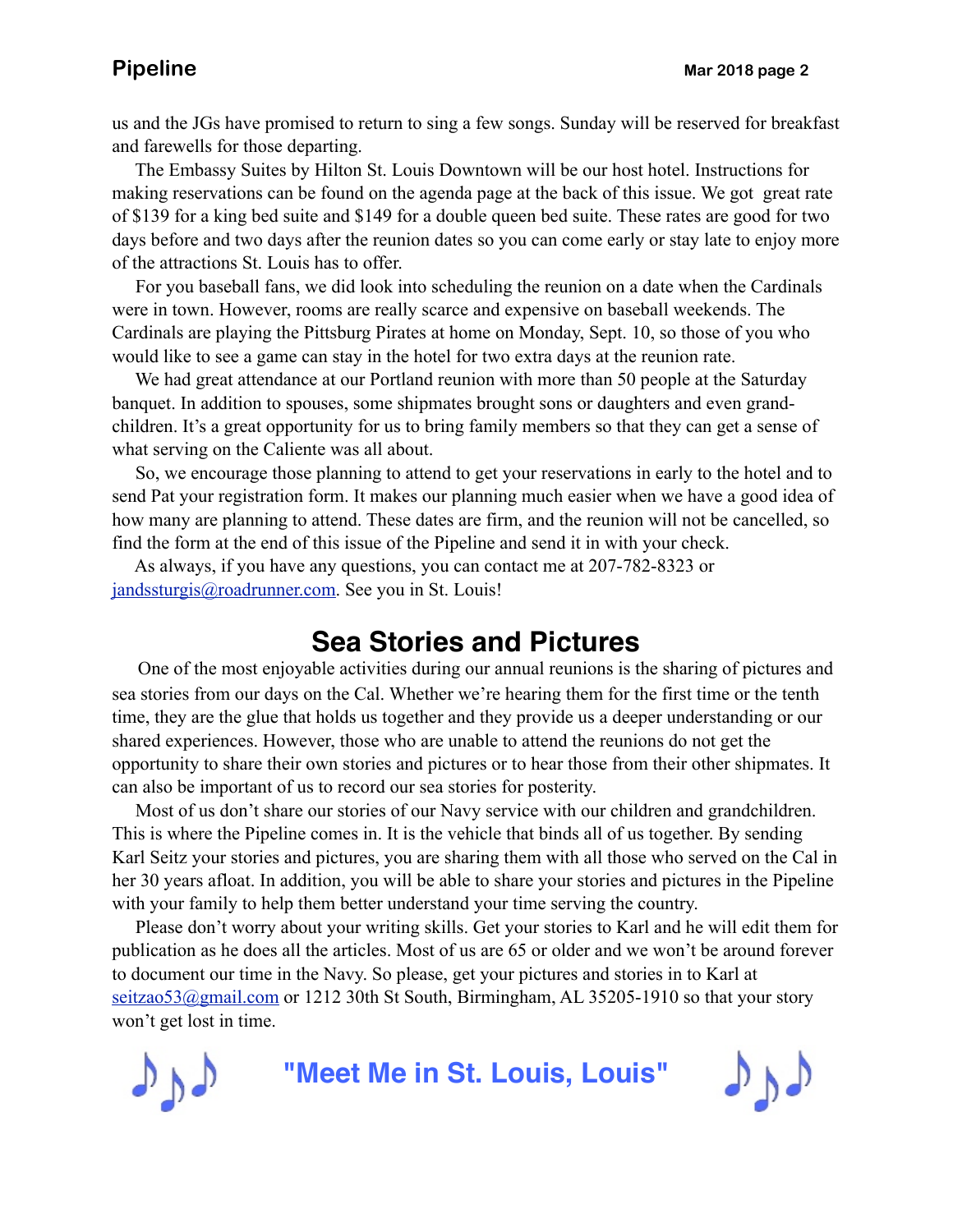us and the JGs have promised to return to sing a few songs. Sunday will be reserved for breakfast and farewells for those departing.

The Embassy Suites by Hilton St. Louis Downtown will be our host hotel. Instructions for making reservations can be found on the agenda page at the back of this issue. We got great rate of $139 for a king bed suite and $149 for a double queen bed suite. These rates are good for two days before and two days after the reunion dates so you can come early or stay late to enjoy more of the attractions St. Louis has to offer.

For you baseball fans, we did look into scheduling the reunion on a date when the Cardinals were in town. However, rooms are really scarce and expensive on baseball weekends. The Cardinals are playing the Pittsburg Pirates at home on Monday, Sept. 10, so those of you who would like to see a game can stay in the hotel for two extra days at the reunion rate.

We had great attendance at our Portland reunion with more than 50 people at the Saturday banquet. In addition to spouses, some shipmates brought sons or daughters and even grand-children. It's a great opportunity for us to bring family members so that they can get a sense of what serving on the Caliente was all about.

So, we encourage those planning to attend to get your reservations in early to the hotel and to send Pat your registration form. It makes our planning much easier when we have a good idea of how many are planning to attend. These dates are firm, and the reunion will not be cancelled, so find the form at the end of this issue of the Pipeline and send it in with your check.

As always, if you have any questions, you can contact me at 207-782-8323 or jandssturgis@roadrunner.com. See you in St. Louis!

## Sea Stories and Pictures

One of the most enjoyable activities during our annual reunions is the sharing of pictures and sea stories from our days on the Cal. Whether we're hearing them for the first time or the tenth time, they are the glue that holds us together and they provide us a deeper understanding or our shared experiences. However, those who are unable to attend the reunions do not get the opportunity to share their own stories and pictures or to hear those from their other shipmates. It can also be important of us to record our sea stories for posterity.

Most of us don't share our stories of our Navy service with our children and grandchildren. This is where the Pipeline comes in. It is the vehicle that binds all of us together. By sending Karl Seitz your stories and pictures, you are sharing them with all those who served on the Cal in her 30 years afloat. In addition, you will be able to share your stories and pictures in the Pipeline with your family to help them better understand your time serving the country.

Please don't worry about your writing skills. Get your stories to Karl and he will edit them for publication as he does all the articles. Most of us are 65 or older and we won't be around forever to document our time in the Navy. So please, get your pictures and stories in to Karl at seitzao53@gmail.com or 1212 30th St South, Birmingham, AL 35205-1910 so that your story won't get lost in time.

## ♪♪♪ "Meet Me in St. Louis, Louis" ♪♪♪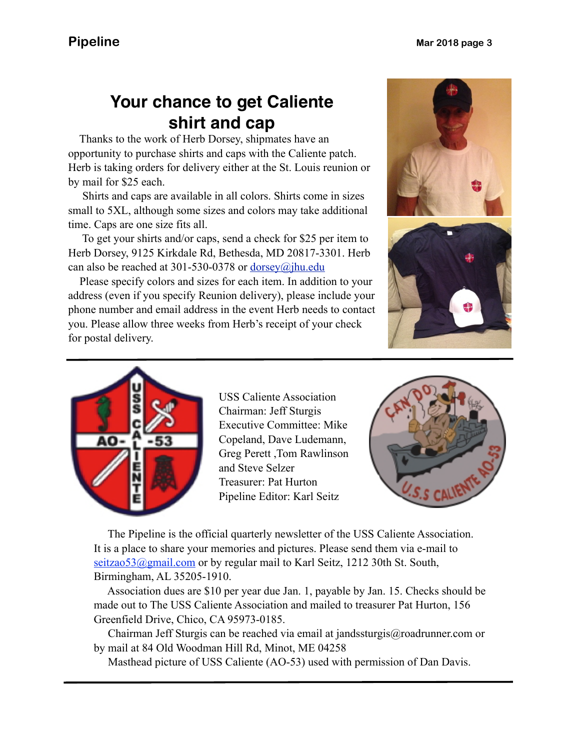## Your chance to get Caliente shirt and cap

Thanks to the work of Herb Dorsey, shipmates have an opportunity to purchase shirts and caps with the Caliente patch. Herb is taking orders for delivery either at the St. Louis reunion or by mail for $25 each.

Shirts and caps are available in all colors. Shirts come in sizes small to 5XL, although some sizes and colors may take additional time. Caps are one size fits all.

To get your shirts and/or caps, send a check for $25 per item to Herb Dorsey, 9125 Kirkdale Rd, Bethesda, MD 20817-3301. Herb can also be reached at 301-530-0378 or dorsey@jhu.edu

Please specify colors and sizes for each item. In addition to your address (even if you specify Reunion delivery), please include your phone number and email address in the event Herb needs to contact you. Please allow three weeks from Herb's receipt of your check for postal delivery.

---

USS Caliente Association
Chairman: Jeff Sturgis
Executive Committee: Mike Copeland, Dave Ludemann, Greg Perett ,Tom Rawlinson and Steve Selzer
Treasurer: Pat Hurton
Pipeline Editor: Karl Seitz

The Pipeline is the official quarterly newsletter of the USS Caliente Association. It is a place to share your memories and pictures. Please send them via e-mail to seitzao53@gmail.com or by regular mail to Karl Seitz, 1212 30th St. South, Birmingham, AL 35205-1910.

Association dues are $10 per year due Jan. 1, payable by Jan. 15. Checks should be made out to The USS Caliente Association and mailed to treasurer Pat Hurton, 156 Greenfield Drive, Chico, CA 95973-0185.

Chairman Jeff Sturgis can be reached via email at jandssturgis@roadrunner.com or by mail at 84 Old Woodman Hill Rd, Minot, ME 04258

Masthead picture of USS Caliente (AO-53) used with permission of Dan Davis.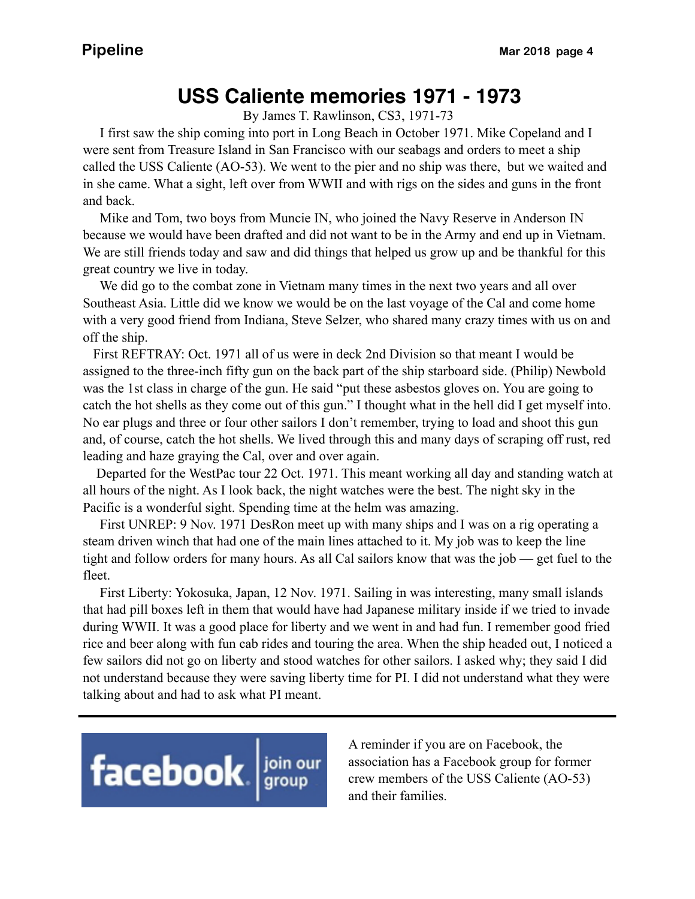# USS Caliente memories 1971 - 1973

By James T. Rawlinson, CS3, 1971-73

I first saw the ship coming into port in Long Beach in October 1971. Mike Copeland and I were sent from Treasure Island in San Francisco with our seabags and orders to meet a ship called the USS Caliente (AO-53). We went to the pier and no ship was there, but we waited and in she came. What a sight, left over from WWII and with rigs on the sides and guns in the front and back.

Mike and Tom, two boys from Muncie IN, who joined the Navy Reserve in Anderson IN because we would have been drafted and did not want to be in the Army and end up in Vietnam. We are still friends today and saw and did things that helped us grow up and be thankful for this great country we live in today.

We did go to the combat zone in Vietnam many times in the next two years and all over Southeast Asia. Little did we know we would be on the last voyage of the Cal and come home with a very good friend from Indiana, Steve Selzer, who shared many crazy times with us on and off the ship.

First REFTRAY: Oct. 1971 all of us were in deck 2nd Division so that meant I would be assigned to the three-inch fifty gun on the back part of the ship starboard side. (Philip) Newbold was the 1st class in charge of the gun. He said "put these asbestos gloves on. You are going to catch the hot shells as they come out of this gun." I thought what in the hell did I get myself into. No ear plugs and three or four other sailors I don't remember, trying to load and shoot this gun and, of course, catch the hot shells. We lived through this and many days of scraping off rust, red leading and haze graying the Cal, over and over again.

Departed for the WestPac tour 22 Oct. 1971. This meant working all day and standing watch at all hours of the night. As I look back, the night watches were the best. The night sky in the Pacific is a wonderful sight. Spending time at the helm was amazing.

First UNREP: 9 Nov. 1971 DesRon meet up with many ships and I was on a rig operating a steam driven winch that had one of the main lines attached to it. My job was to keep the line tight and follow orders for many hours. As all Cal sailors know that was the job — get fuel to the fleet.

First Liberty: Yokosuka, Japan, 12 Nov. 1971. Sailing in was interesting, many small islands that had pill boxes left in them that would have had Japanese military inside if we tried to invade during WWII. It was a good place for liberty and we went in and had fun. I remember good fried rice and beer along with fun cab rides and touring the area. When the ship headed out, I noticed a few sailors did not go on liberty and stood watches for other sailors. I asked why; they said I did not understand because they were saving liberty time for PI. I did not understand what they were talking about and had to ask what PI meant.

---

facebook. join our group

A reminder if you are on Facebook, the association has a Facebook group for former crew members of the USS Caliente (AO-53) and their families.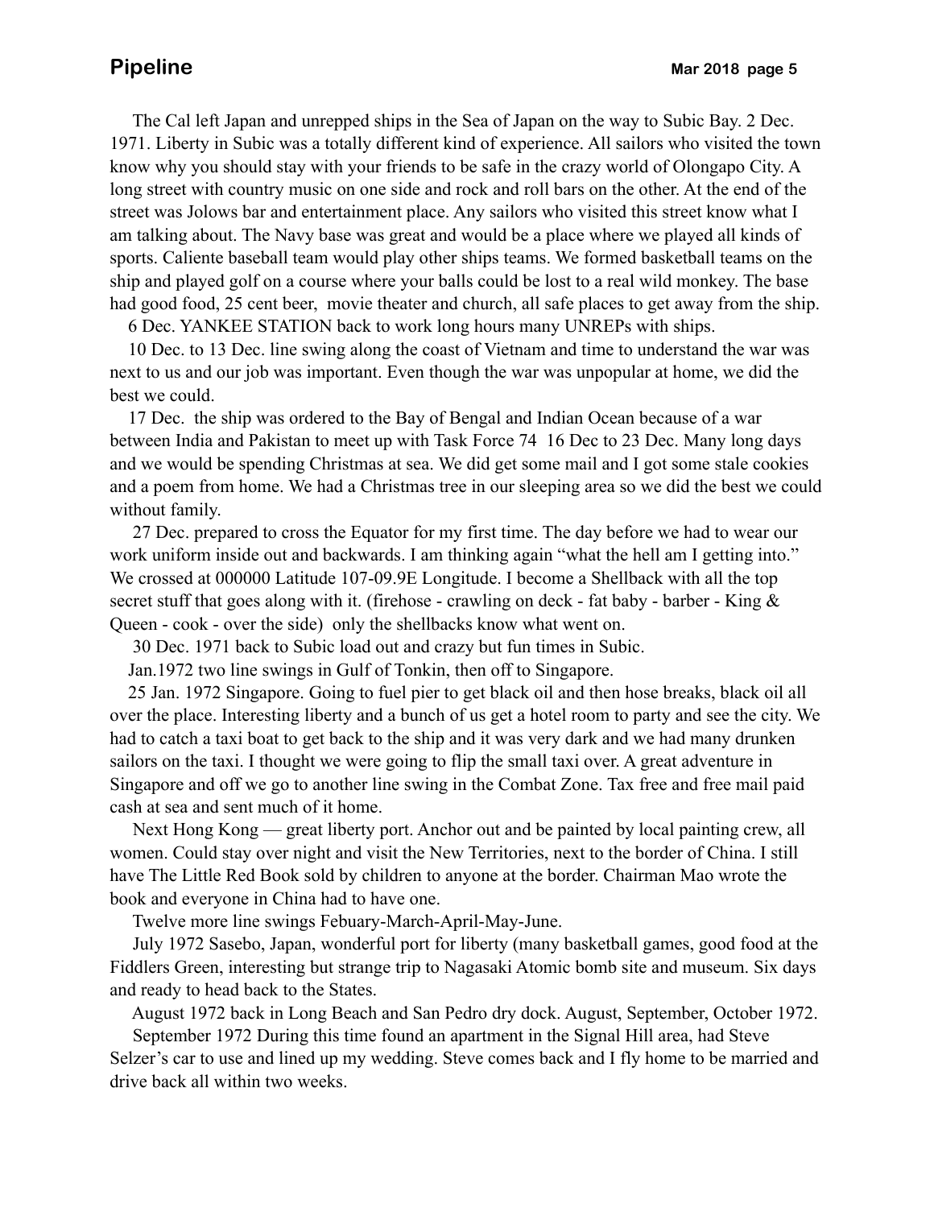The Cal left Japan and unrepped ships in the Sea of Japan on the way to Subic Bay. 2 Dec. 1971. Liberty in Subic was a totally different kind of experience. All sailors who visited the town know why you should stay with your friends to be safe in the crazy world of Olongapo City. A long street with country music on one side and rock and roll bars on the other. At the end of the street was Jolows bar and entertainment place. Any sailors who visited this street know what I am talking about. The Navy base was great and would be a place where we played all kinds of sports. Caliente baseball team would play other ships teams. We formed basketball teams on the ship and played golf on a course where your balls could be lost to a real wild monkey. The base had good food, 25 cent beer, movie theater and church, all safe places to get away from the ship.

6 Dec. YANKEE STATION back to work long hours many UNREPs with ships.

10 Dec. to 13 Dec. line swing along the coast of Vietnam and time to understand the war was next to us and our job was important. Even though the war was unpopular at home, we did the best we could.

17 Dec. the ship was ordered to the Bay of Bengal and Indian Ocean because of a war between India and Pakistan to meet up with Task Force 74 16 Dec to 23 Dec. Many long days and we would be spending Christmas at sea. We did get some mail and I got some stale cookies and a poem from home. We had a Christmas tree in our sleeping area so we did the best we could without family.

27 Dec. prepared to cross the Equator for my first time. The day before we had to wear our work uniform inside out and backwards. I am thinking again "what the hell am I getting into." We crossed at 000000 Latitude 107-09.9E Longitude. I become a Shellback with all the top secret stuff that goes along with it. (firehose - crawling on deck - fat baby - barber - King & Queen - cook - over the side) only the shellbacks know what went on.

30 Dec. 1971 back to Subic load out and crazy but fun times in Subic.

Jan.1972 two line swings in Gulf of Tonkin, then off to Singapore.

25 Jan. 1972 Singapore. Going to fuel pier to get black oil and then hose breaks, black oil all over the place. Interesting liberty and a bunch of us get a hotel room to party and see the city. We had to catch a taxi boat to get back to the ship and it was very dark and we had many drunken sailors on the taxi. I thought we were going to flip the small taxi over. A great adventure in Singapore and off we go to another line swing in the Combat Zone. Tax free and free mail paid cash at sea and sent much of it home.

Next Hong Kong — great liberty port. Anchor out and be painted by local painting crew, all women. Could stay over night and visit the New Territories, next to the border of China. I still have The Little Red Book sold by children to anyone at the border. Chairman Mao wrote the book and everyone in China had to have one.

Twelve more line swings Febuary-March-April-May-June.

July 1972 Sasebo, Japan, wonderful port for liberty (many basketball games, good food at the Fiddlers Green, interesting but strange trip to Nagasaki Atomic bomb site and museum. Six days and ready to head back to the States.

August 1972 back in Long Beach and San Pedro dry dock. August, September, October 1972.

September 1972 During this time found an apartment in the Signal Hill area, had Steve Selzer's car to use and lined up my wedding. Steve comes back and I fly home to be married and drive back all within two weeks.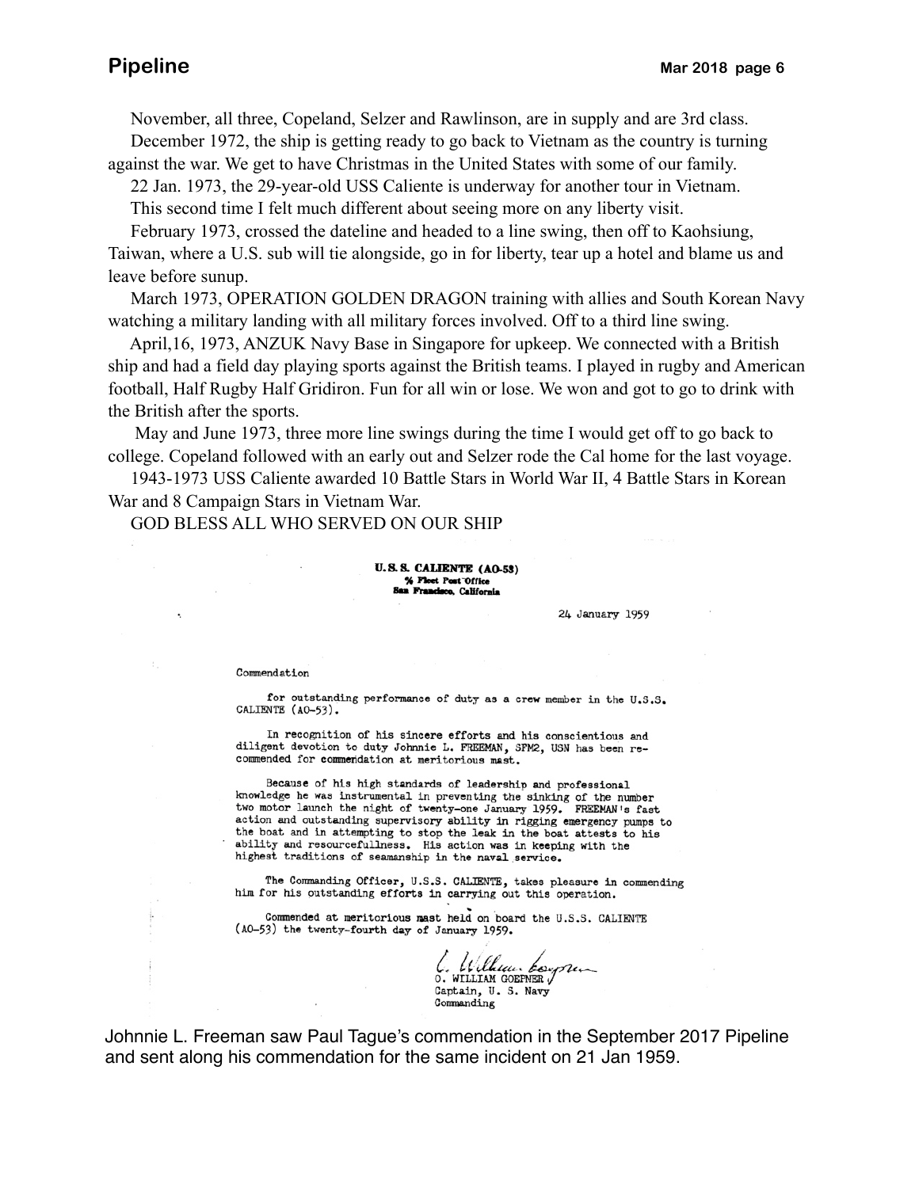November, all three, Copeland, Selzer and Rawlinson, are in supply and are 3rd class.

December 1972, the ship is getting ready to go back to Vietnam as the country is turning against the war. We get to have Christmas in the United States with some of our family.

22 Jan. 1973, the 29-year-old USS Caliente is underway for another tour in Vietnam.

This second time I felt much different about seeing more on any liberty visit.

February 1973, crossed the dateline and headed to a line swing, then off to Kaohsiung, Taiwan, where a U.S. sub will tie alongside, go in for liberty, tear up a hotel and blame us and leave before sunup.

March 1973, OPERATION GOLDEN DRAGON training with allies and South Korean Navy watching a military landing with all military forces involved. Off to a third line swing.

April,16, 1973, ANZUK Navy Base in Singapore for upkeep. We connected with a British ship and had a field day playing sports against the British teams. I played in rugby and American football, Half Rugby Half Gridiron. Fun for all win or lose. We won and got to go to drink with the British after the sports.

May and June 1973, three more line swings during the time I would get off to go back to college. Copeland followed with an early out and Selzer rode the Cal home for the last voyage.

1943-1973 USS Caliente awarded 10 Battle Stars in World War II, 4 Battle Stars in Korean War and 8 Campaign Stars in Vietnam War.

GOD BLESS ALL WHO SERVED ON OUR SHIP

**U.S.S. CALIENTE (AO-53)**
**% Fleet Post Office**
**San Francisco, California**

24 January 1959

Commendation

for outstanding performance of duty as a crew member in the U.S.S. CALIENTE (AO-53).

In recognition of his sincere efforts and his conscientious and diligent devotion to duty Johnnie L. FREEMAN, SFM2, USN has been recommended for commendation at meritorious mast.

Because of his high standards of leadership and professional knowledge he was instrumental in preventing the sinking of the number two motor launch the night of twenty-one January 1959. FREEMAN's fast action and outstanding supervisory ability in rigging emergency pumps to the boat and in attempting to stop the leak in the boat attests to his ability and resourcefullness. His action was in keeping with the highest traditions of seamanship in the naval service.

The Commanding Officer, U.S.S. CALIENTE, takes pleasure in commending him for his outstanding efforts in carrying out this operation.

Commended at meritorious mast held on board the U.S.S. CALIENTE (AO-53) the twenty-fourth day of January 1959.

O. WILLIAM GOEFNER
Captain, U. S. Navy
Commanding

Johnnie L. Freeman saw Paul Tague's commendation in the September 2017 Pipeline and sent along his commendation for the same incident on 21 Jan 1959.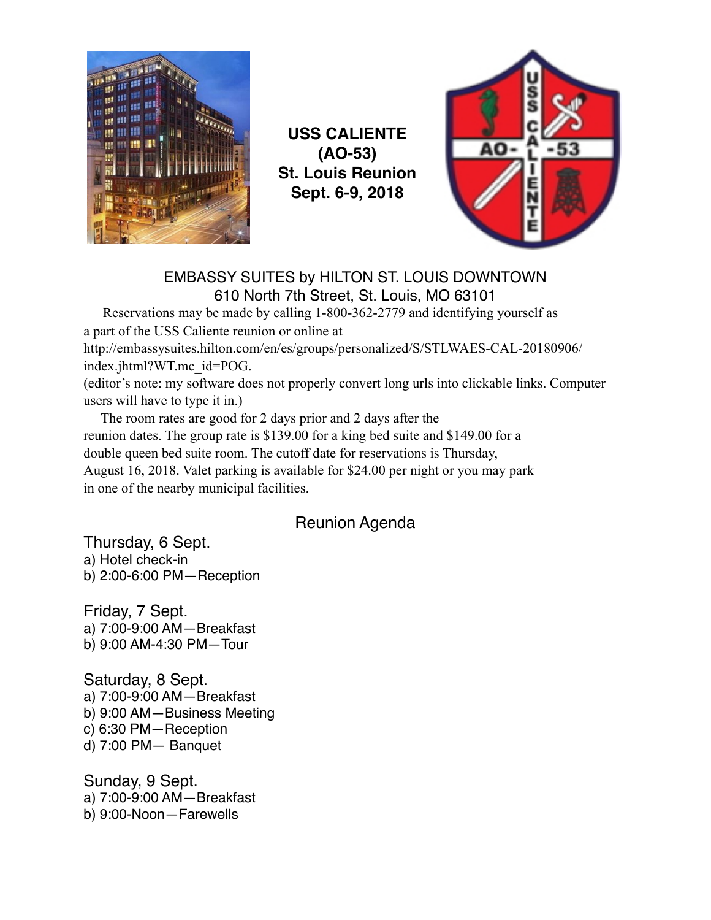# USS CALIENTE (AO-53) St. Louis Reunion Sept. 6-9, 2018

EMBASSY SUITES by HILTON ST. LOUIS DOWNTOWN
610 North 7th Street, St. Louis, MO 63101

Reservations may be made by calling 1-800-362-2779 and identifying yourself as a part of the USS Caliente reunion or online at http://embassysuites.hilton.com/en/es/groups/personalized/S/STLWAES-CAL-20180906/index.jhtml?WT.mc_id=POG.

(editor's note: my software does not properly convert long urls into clickable links. Computer users will have to type it in.)

The room rates are good for 2 days prior and 2 days after the reunion dates. The group rate is $139.00 for a king bed suite and $149.00 for a double queen bed suite room. The cutoff date for reservations is Thursday, August 16, 2018. Valet parking is available for $24.00 per night or you may park in one of the nearby municipal facilities.

## Reunion Agenda

### Thursday, 6 Sept.

a) Hotel check-in
b) 2:00-6:00 PM—Reception

### Friday, 7 Sept.

a) 7:00-9:00 AM—Breakfast
b) 9:00 AM-4:30 PM—Tour

### Saturday, 8 Sept.

a) 7:00-9:00 AM—Breakfast
b) 9:00 AM—Business Meeting
c) 6:30 PM—Reception
d) 7:00 PM— Banquet

### Sunday, 9 Sept.

a) 7:00-9:00 AM—Breakfast
b) 9:00-Noon—Farewells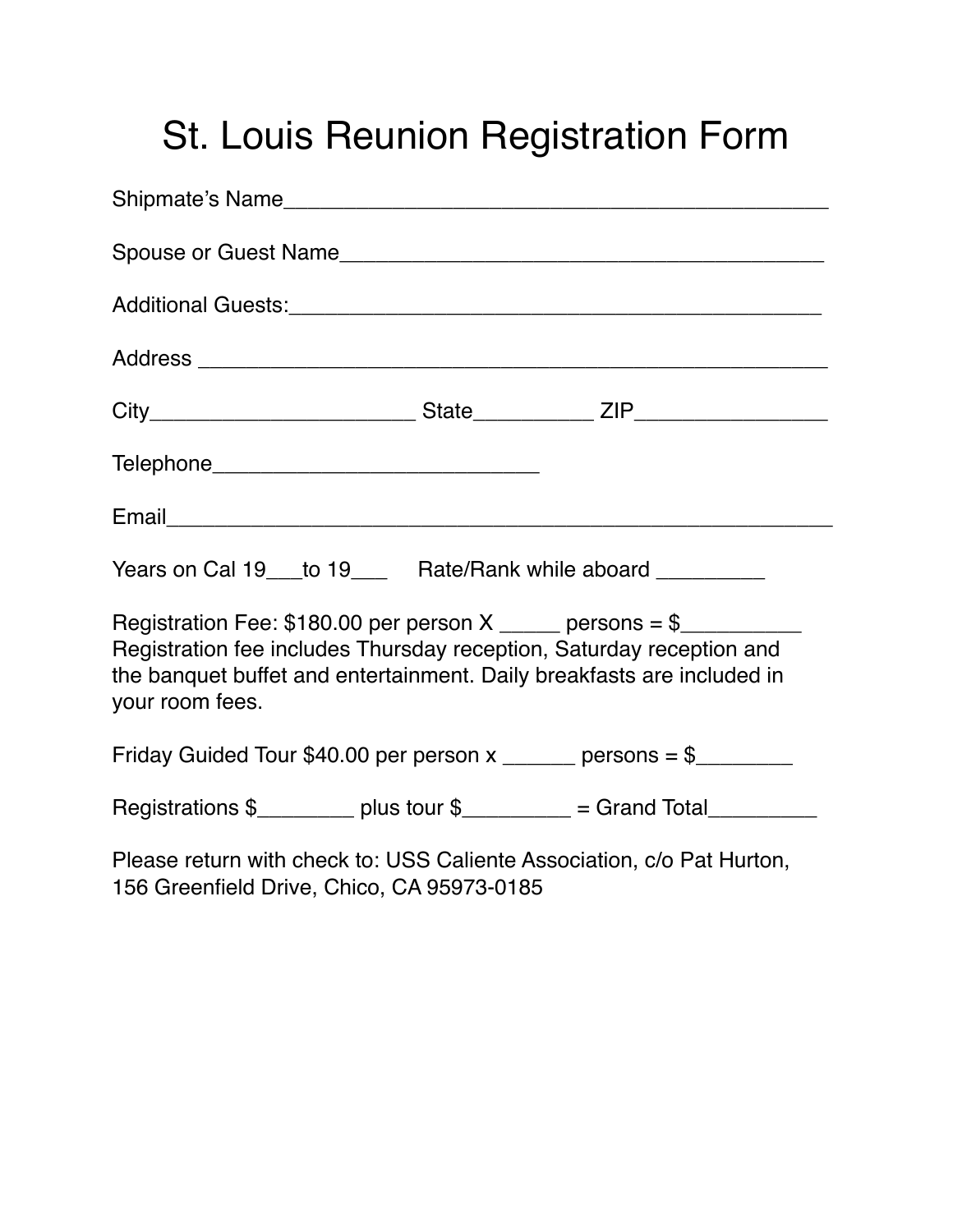# St. Louis Reunion Registration Form

Shipmate's Name_____________________________________________

Spouse or Guest Name________________________________________

Additional Guests:___________________________________________

Address ____________________________________________________

City_____________________ State__________ ZIP________________

Telephone___________________________

Email_______________________________________________________

Years on Cal 19___to 19___     Rate/Rank while aboard _________

Registration Fee: $180.00 per person X _____ persons = $__________
Registration fee includes Thursday reception, Saturday reception and the banquet buffet and entertainment. Daily breakfasts are included in your room fees.

Friday Guided Tour $40.00 per person x ______ persons = $________

Registrations $________ plus tour $_________ = Grand Total_________

Please return with check to: USS Caliente Association, c/o Pat Hurton, 156 Greenfield Drive, Chico, CA 95973-0185